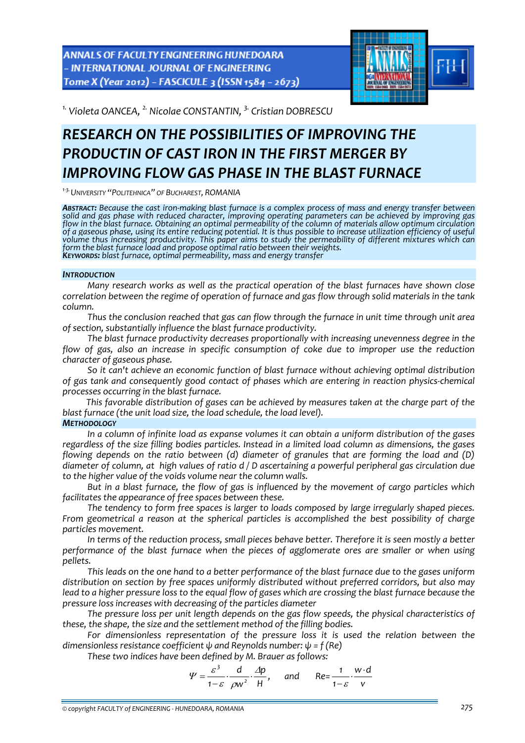ANNALS OF FACULTY ENGINEERING HUNEDOARA – INTERNATIONAL JOURNAL OF ENGINEERING
Tome X (Year 2012) – FASCICULE 3 (ISSN 1584 – 2673)

[1.] Violeta OANCEA, [2.] Nicolae CONSTANTIN, [3.] Cristian DOBRESCU

# RESEARCH ON THE POSSIBILITIES OF IMPROVING THE PRODUCTIN OF CAST IRON IN THE FIRST MERGER BY IMPROVING FLOW GAS PHASE IN THE BLAST FURNACE

[1-3.] UNIVERSITY "POLITEHNICA" OF BUCHAREST, ROMANIA

***ABSTRACT:*** *Because the cast iron-making blast furnace is a complex process of mass and energy transfer between solid and gas phase with reduced character, improving operating parameters can be achieved by improving gas flow in the blast furnace. Obtaining an optimal permeability of the column of materials allow optimum circulation of a gaseous phase, using its entire reducing potential. It is thus possible to increase utilization efficiency of useful volume thus increasing productivity. This paper aims to study the permeability of different mixtures which can form the blast furnace load and propose optimal ratio between their weights.*
***KEYWORDS:*** *blast furnace, optimal permeability, mass and energy transfer*

## INTRODUCTION

*Many research works as well as the practical operation of the blast furnaces have shown close correlation between the regime of operation of furnace and gas flow through solid materials in the tank column.*

*Thus the conclusion reached that gas can flow through the furnace in unit time through unit area of section, substantially influence the blast furnace productivity.*

*The blast furnace productivity decreases proportionally with increasing unevenness degree in the flow of gas, also an increase in specific consumption of coke due to improper use the reduction character of gaseous phase.*

*So it can't achieve an economic function of blast furnace without achieving optimal distribution of gas tank and consequently good contact of phases which are entering in reaction physics-chemical processes occurring in the blast furnace.*

*This favorable distribution of gases can be achieved by measures taken at the charge part of the blast furnace (the unit load size, the load schedule, the load level).*

## METHODOLOGY

*In a column of infinite load as expanse volumes it can obtain a uniform distribution of the gases regardless of the size filling bodies particles. Instead in a limited load column as dimensions, the gases flowing depends on the ratio between (d) diameter of granules that are forming the load and (D) diameter of column, at high values of ratio d / D ascertaining a powerful peripheral gas circulation due to the higher value of the voids volume near the column walls.*

*But in a blast furnace, the flow of gas is influenced by the movement of cargo particles which facilitates the appearance of free spaces between these.*

*The tendency to form free spaces is larger to loads composed by large irregularly shaped pieces. From geometrical a reason at the spherical particles is accomplished the best possibility of charge particles movement.*

*In terms of the reduction process, small pieces behave better. Therefore it is seen mostly a better performance of the blast furnace when the pieces of agglomerate ores are smaller or when using pellets.*

*This leads on the one hand to a better performance of the blast furnace due to the gases uniform distribution on section by free spaces uniformly distributed without preferred corridors, but also may lead to a higher pressure loss to the equal flow of gases which are crossing the blast furnace because the pressure loss increases with decreasing of the particles diameter*

*The pressure loss per unit length depends on the gas flow speeds, the physical characteristics of these, the shape, the size and the settlement method of the filling bodies.*

*For dimensionless representation of the pressure loss it is used the relation between the dimensionless resistance coefficient ψ and Reynolds number: ψ = f (Re)*

*These two indices have been defined by M. Brauer as follows:*

$$\Psi = \frac{\varepsilon^3}{1-\varepsilon} \cdot \frac{d}{\rho w^2} \cdot \frac{\Delta p}{H}, \quad \text{and} \quad Re = \frac{1}{1-\varepsilon} \cdot \frac{w \cdot d}{v}$$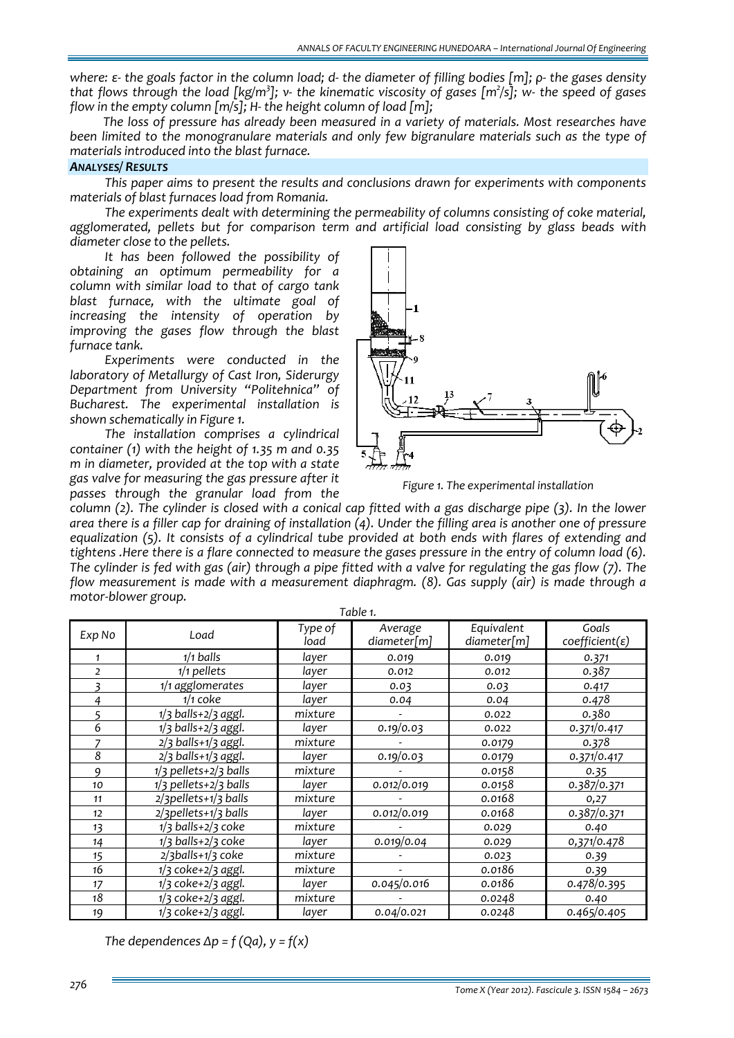*where: ε- the goals factor in the column load; d- the diameter of filling bodies [m]; ρ- the gases density that flows through the load [kg/m$^3$]; ν- the kinematic viscosity of gases [m$^2$/s]; w- the speed of gases flow in the empty column [m/s]; H- the height column of load [m];*

*The loss of pressure has already been measured in a variety of materials. Most researches have been limited to the monogranulare materials and only few bigranulare materials such as the type of materials introduced into the blast furnace.*

## *ANALYSES/ RESULTS*

*This paper aims to present the results and conclusions drawn for experiments with components materials of blast furnaces load from Romania.*

*The experiments dealt with determining the permeability of columns consisting of coke material, agglomerated, pellets but for comparison term and artificial load consisting by glass beads with diameter close to the pellets.*

*It has been followed the possibility of obtaining an optimum permeability for a column with similar load to that of cargo tank blast furnace, with the ultimate goal of increasing the intensity of operation by improving the gases flow through the blast furnace tank.*

*Experiments were conducted in the laboratory of Metallurgy of Cast Iron, Siderurgy Department from University "Politehnica" of Bucharest. The experimental installation is shown schematically in Figure 1.*

*The installation comprises a cylindrical container (1) with the height of 1.35 m and 0.35 m in diameter, provided at the top with a state gas valve for measuring the gas pressure after it passes through the granular load from the column (2). The cylinder is closed with a conical cap fitted with a gas discharge pipe (3). In the lower area there is a filler cap for draining of installation (4). Under the filling area is another one of pressure equalization (5). It consists of a cylindrical tube provided at both ends with flares of extending and tightens .Here there is a flare connected to measure the gases pressure in the entry of column load (6). The cylinder is fed with gas (air) through a pipe fitted with a valve for regulating the gas flow (7). The flow measurement is made with a measurement diaphragm. (8). Gas supply (air) is made through a motor-blower group.*

*Figure 1. The experimental installation*

*Table 1.*

| Exp No | Load | Type of load | Average diameter[m] | Equivalent diameter[m] | Goals coefficient(ε) |
|---|---|---|---|---|---|
| 1 | 1/1 balls | layer | 0.019 | 0.019 | 0.371 |
| 2 | 1/1 pellets | layer | 0.012 | 0.012 | 0.387 |
| 3 | 1/1 agglomerates | layer | 0.03 | 0.03 | 0.417 |
| 4 | 1/1 coke | layer | 0.04 | 0.04 | 0.478 |
| 5 | 1/3 balls+2/3 aggl. | mixture | - | 0.022 | 0.380 |
| 6 | 1/3 balls+2/3 aggl. | layer | 0.19/0.03 | 0.022 | 0.371/0.417 |
| 7 | 2/3 balls+1/3 aggl. | mixture | - | 0.0179 | 0.378 |
| 8 | 2/3 balls+1/3 aggl. | layer | 0.19/0.03 | 0.0179 | 0.371/0.417 |
| 9 | 1/3 pellets+2/3 balls | mixture | - | 0.0158 | 0.35 |
| 10 | 1/3 pellets+2/3 balls | layer | 0.012/0.019 | 0.0158 | 0.387/0.371 |
| 11 | 2/3pellets+1/3 balls | mixture | - | 0.0168 | 0,27 |
| 12 | 2/3pellets+1/3 balls | layer | 0.012/0.019 | 0.0168 | 0.387/0.371 |
| 13 | 1/3 balls+2/3 coke | mixture | - | 0.029 | 0.40 |
| 14 | 1/3 balls+2/3 coke | layer | 0.019/0.04 | 0.029 | 0,371/0.478 |
| 15 | 2/3balls+1/3 coke | mixture | - | 0.023 | 0.39 |
| 16 | 1/3 coke+2/3 aggl. | mixture | - | 0.0186 | 0.39 |
| 17 | 1/3 coke+2/3 aggl. | layer | 0.045/0.016 | 0.0186 | 0.478/0.395 |
| 18 | 1/3 coke+2/3 aggl. | mixture | - | 0.0248 | 0.40 |
| 19 | 1/3 coke+2/3 aggl. | layer | 0.04/0.021 | 0.0248 | 0.465/0.405 |

*The dependences $\Delta p = f(Qa)$, $y = f(x)$*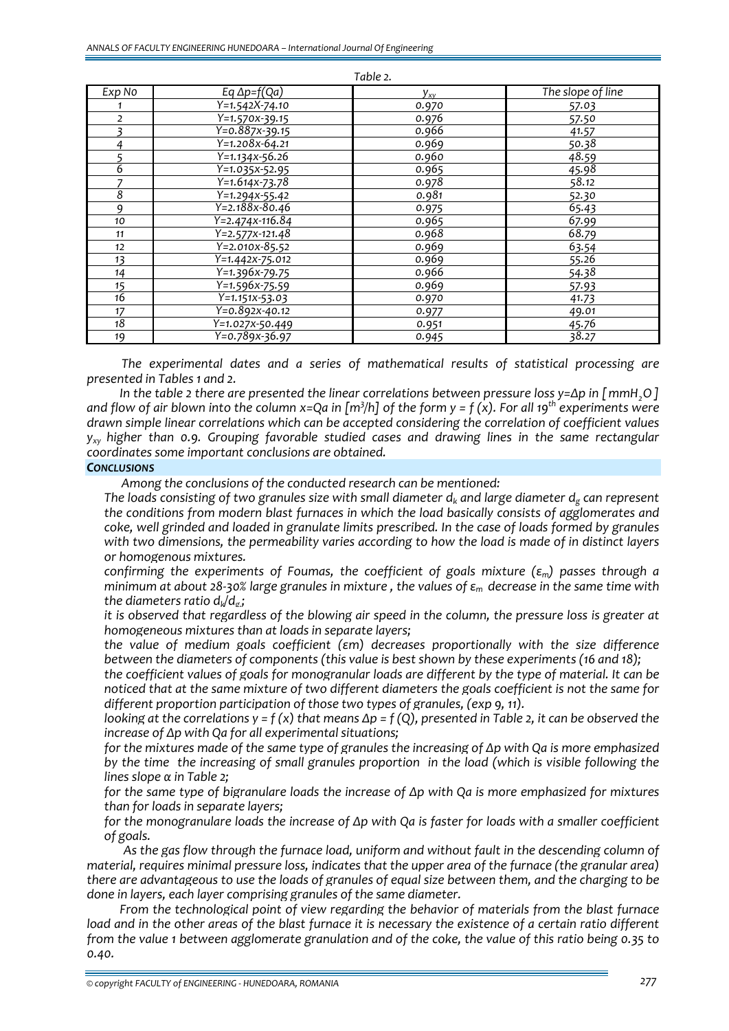*Table 2.*

| Exp No | Eq $\Delta p=f(Qa)$ | $y_{xy}$ | The slope of line |
|---|---|---|---|
| 1 | Y=1.542X-74.10 | 0.970 | 57.03 |
| 2 | Y=1.570x-39.15 | 0.976 | 57.50 |
| 3 | Y=0.887x-39.15 | 0.966 | 41.57 |
| 4 | Y=1.208x-64.21 | 0.969 | 50.38 |
| 5 | Y=1.134x-56.26 | 0.960 | 48.59 |
| 6 | Y=1.035x-52.95 | 0.965 | 45.98 |
| 7 | Y=1.614x-73.78 | 0.978 | 58.12 |
| 8 | Y=1.294x-55.42 | 0.981 | 52.30 |
| 9 | Y=2.188x-80.46 | 0.975 | 65.43 |
| 10 | Y=2.474x-116.84 | 0.965 | 67.99 |
| 11 | Y=2.577x-121.48 | 0.968 | 68.79 |
| 12 | Y=2.010x-85.52 | 0.969 | 63.54 |
| 13 | Y=1.442x-75.012 | 0.969 | 55.26 |
| 14 | Y=1.396x-79.75 | 0.966 | 54.38 |
| 15 | Y=1.596x-75.59 | 0.969 | 57.93 |
| 16 | Y=1.151x-53.03 | 0.970 | 41.73 |
| 17 | Y=0.892x-40.12 | 0.977 | 49.01 |
| 18 | Y=1.027x-50.449 | 0.951 | 45.76 |
| 19 | Y=0.789x-36.97 | 0.945 | 38.27 |

*The experimental dates and a series of mathematical results of statistical processing are presented in Tables 1 and 2.*

*In the table 2 there are presented the linear correlations between pressure loss $y=\Delta p$ in $[mmH_2O]$ and flow of air blown into the column $x=Qa$ in $[m^3/h]$ of the form $y = f(x)$. For all $19^{th}$ experiments were drawn simple linear correlations which can be accepted considering the correlation of coefficient values $y_{xy}$ higher than 0.9. Grouping favorable studied cases and drawing lines in the same rectangular coordinates some important conclusions are obtained.*

## CONCLUSIONS

*Among the conclusions of the conducted research can be mentioned:*

*The loads consisting of two granules size with small diameter $d_k$ and large diameter $d_g$ can represent the conditions from modern blast furnaces in which the load basically consists of agglomerates and coke, well grinded and loaded in granulate limits prescribed. In the case of loads formed by granules with two dimensions, the permeability varies according to how the load is made of in distinct layers or homogenous mixtures.*

*confirming the experiments of Foumas, the coefficient of goals mixture ($\varepsilon_m$) passes through a minimum at about 28-30% large granules in mixture , the values of $\varepsilon_m$ decrease in the same time with the diameters ratio $d_k/d_g$;*

*it is observed that regardless of the blowing air speed in the column, the pressure loss is greater at homogeneous mixtures than at loads in separate layers;*

*the value of medium goals coefficient ($\varepsilon m$) decreases proportionally with the size difference between the diameters of components (this value is best shown by these experiments (16 and 18);*

*the coefficient values of goals for monogranular loads are different by the type of material. It can be noticed that at the same mixture of two different diameters the goals coefficient is not the same for different proportion participation of those two types of granules, (exp 9, 11).*

*looking at the correlations $y = f(x)$ that means $\Delta p = f(Q)$, presented in Table 2, it can be observed the increase of $\Delta p$ with Qa for all experimental situations;*

*for the mixtures made of the same type of granules the increasing of $\Delta p$ with Qa is more emphasized by the time the increasing of small granules proportion in the load (which is visible following the lines slope $\alpha$ in Table 2;*

*for the same type of bigranulare loads the increase of $\Delta p$ with Qa is more emphasized for mixtures than for loads in separate layers;*

*for the monogranulare loads the increase of $\Delta p$ with Qa is faster for loads with a smaller coefficient of goals.*

*As the gas flow through the furnace load, uniform and without fault in the descending column of material, requires minimal pressure loss, indicates that the upper area of the furnace (the granular area) there are advantageous to use the loads of granules of equal size between them, and the charging to be done in layers, each layer comprising granules of the same diameter.*

*From the technological point of view regarding the behavior of materials from the blast furnace load and in the other areas of the blast furnace it is necessary the existence of a certain ratio different from the value 1 between agglomerate granulation and of the coke, the value of this ratio being 0.35 to 0.40.*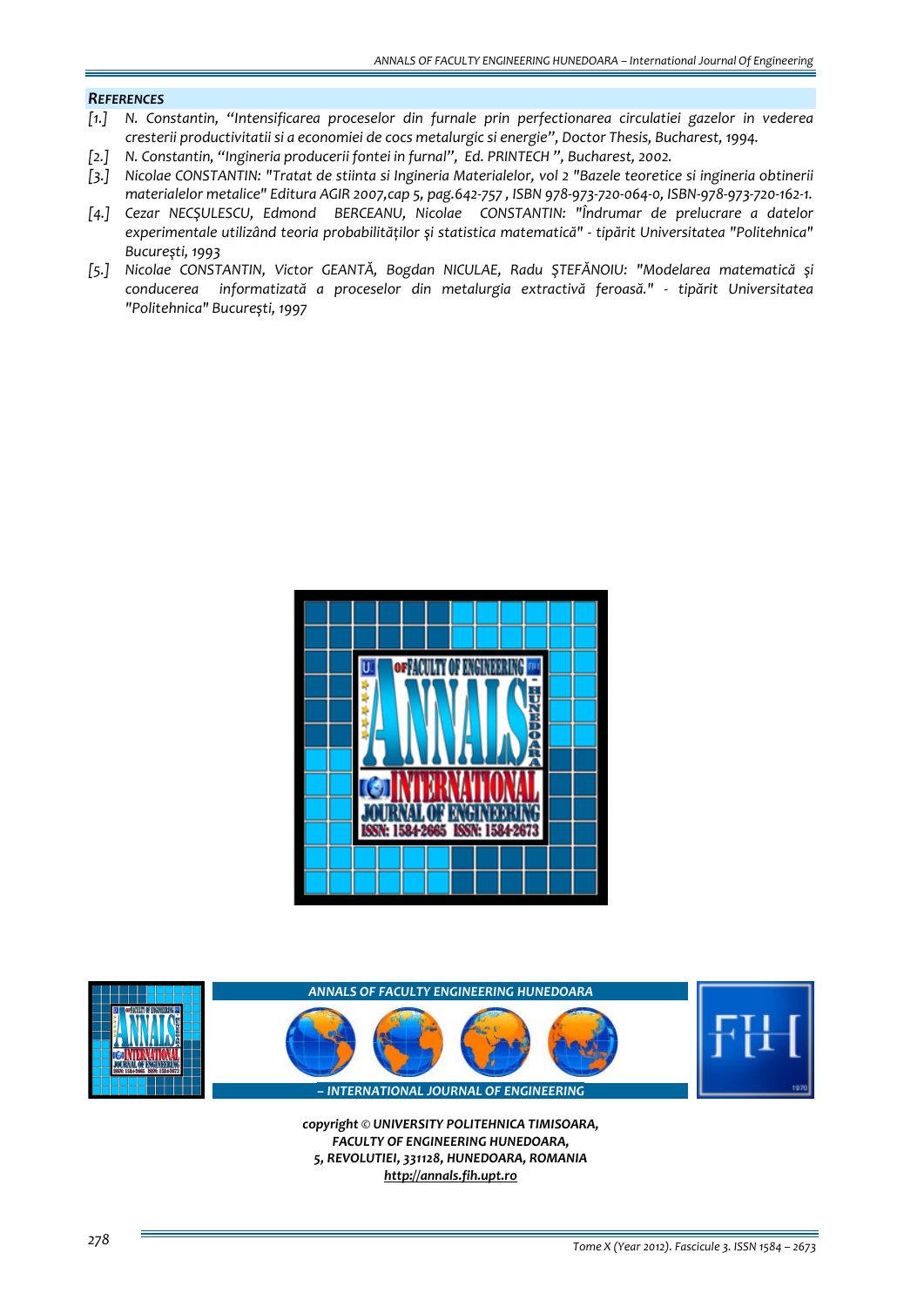## REFERENCES

[1.] N. Constantin, "Intensificarea proceselor din furnale prin perfectionarea circulatiei gazelor in vederea cresterii productivitatii si a economiei de cocs metalurgic si energie", Doctor Thesis, Bucharest, 1994.

[2.] N. Constantin, "Ingineria producerii fontei in furnal", Ed. PRINTECH ", Bucharest, 2002.

[3.] Nicolae CONSTANTIN: "Tratat de stiinta si Ingineria Materialelor, vol 2 "Bazele teoretice si ingineria obtinerii materialelor metalice" Editura AGIR 2007,cap 5, pag.642-757 , ISBN 978-973-720-064-0, ISBN-978-973-720-162-1.

[4.] Cezar NECŞULESCU, Edmond BERCEANU, Nicolae CONSTANTIN: "Îndrumar de prelucrare a datelor experimentale utilizând teoria probabilităților și statistica matematică" - tipărit Universitatea "Politehnica" Bucureşti, 1993

[5.] Nicolae CONSTANTIN, Victor GEANTĂ, Bogdan NICULAE, Radu ŞTEFĂNOIU: "Modelarea matematică și conducerea informatizată a proceselor din metalurgia extractivă feroasă." - tipărit Universitatea "Politehnica" Bucureşti, 1997

ANNALS OF FACULTY ENGINEERING HUNEDOARA

– INTERNATIONAL JOURNAL OF ENGINEERING

copyright © UNIVERSITY POLITEHNICA TIMISOARA,
FACULTY OF ENGINEERING HUNEDOARA,
5, REVOLUTIEI, 331128, HUNEDOARA, ROMANIA
http://annals.fih.upt.ro